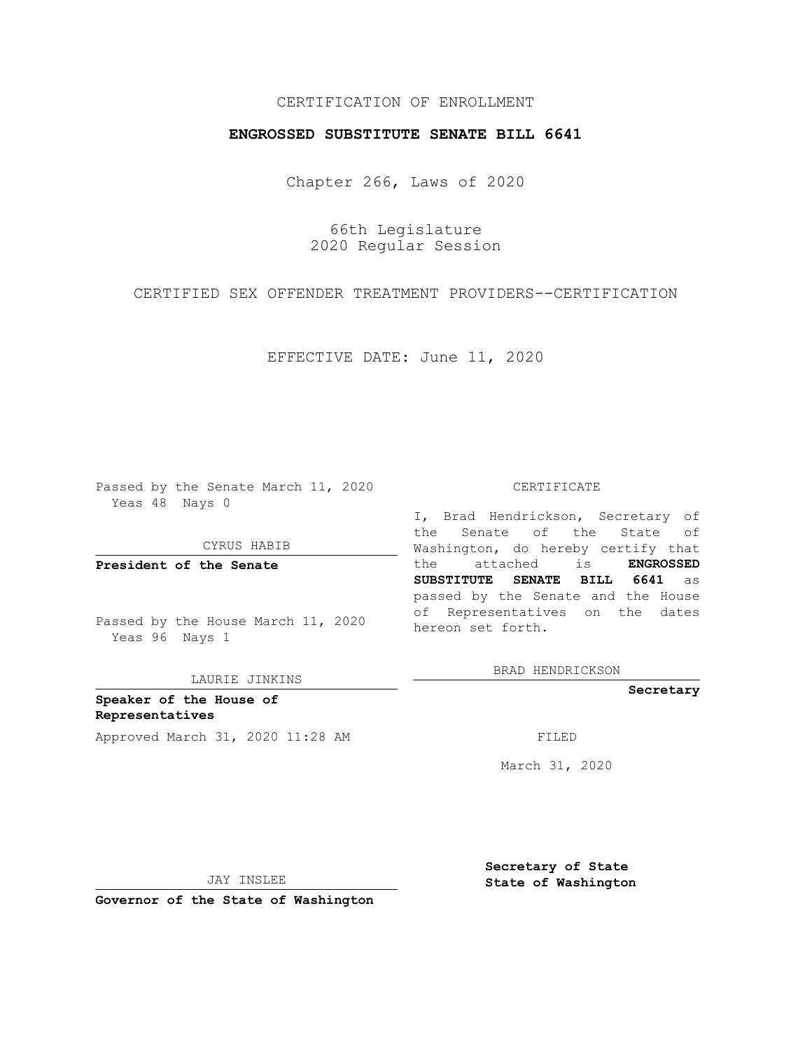CERTIFICATION OF ENROLLMENT

**ENGROSSED SUBSTITUTE SENATE BILL 6641**

Chapter 266, Laws of 2020

66th Legislature
2020 Regular Session

CERTIFIED SEX OFFENDER TREATMENT PROVIDERS--CERTIFICATION

EFFECTIVE DATE: June 11, 2020

Passed by the Senate March 11, 2020
Yeas 48 Nays 0

CYRUS HABIB

**President of the Senate**

Passed by the House March 11, 2020
Yeas 96 Nays 1

LAURIE JINKINS

**Speaker of the House of Representatives**

Approved March 31, 2020 11:28 AM

JAY INSLEE

**Governor of the State of Washington**

CERTIFICATE

I, Brad Hendrickson, Secretary of the Senate of the State of Washington, do hereby certify that the attached is **ENGROSSED SUBSTITUTE SENATE BILL 6641** as passed by the Senate and the House of Representatives on the dates hereon set forth.

BRAD HENDRICKSON

**Secretary**

FILED

March 31, 2020

**Secretary of State**
**State of Washington**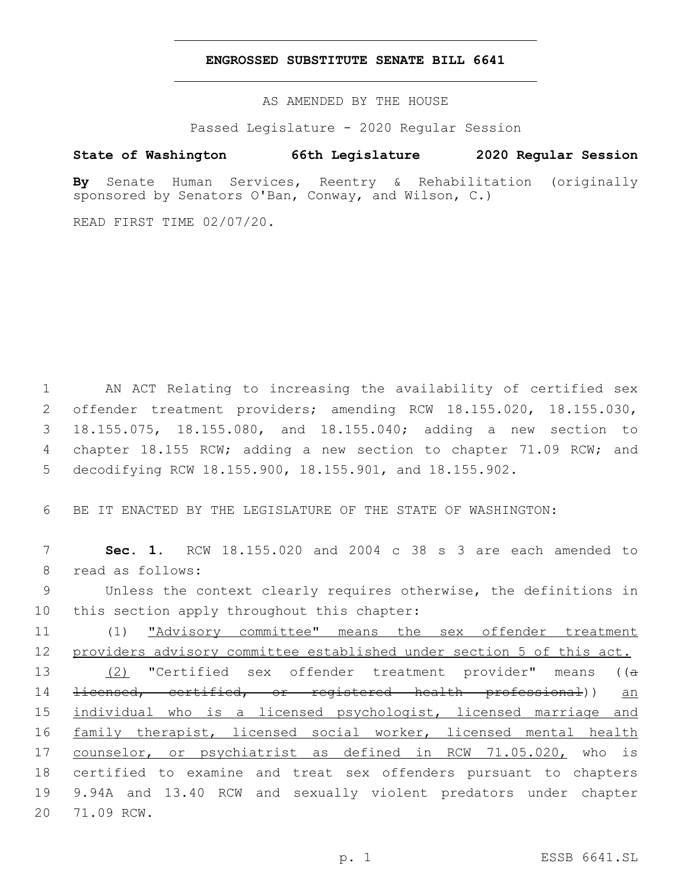# ENGROSSED SUBSTITUTE SENATE BILL 6641

AS AMENDED BY THE HOUSE

Passed Legislature - 2020 Regular Session

**State of Washington 66th Legislature 2020 Regular Session**

**By** Senate Human Services, Reentry & Rehabilitation (originally sponsored by Senators O'Ban, Conway, and Wilson, C.)

READ FIRST TIME 02/07/20.

AN ACT Relating to increasing the availability of certified sex offender treatment providers; amending RCW 18.155.020, 18.155.030, 18.155.075, 18.155.080, and 18.155.040; adding a new section to chapter 18.155 RCW; adding a new section to chapter 71.09 RCW; and decodifying RCW 18.155.900, 18.155.901, and 18.155.902.

BE IT ENACTED BY THE LEGISLATURE OF THE STATE OF WASHINGTON:

**Sec. 1.** RCW 18.155.020 and 2004 c 38 s 3 are each amended to read as follows:

Unless the context clearly requires otherwise, the definitions in this section apply throughout this chapter:

(1) <u>"Advisory committee" means the sex offender treatment providers advisory committee established under section 5 of this act.</u>

<u>(2)</u> "Certified sex offender treatment provider" means ((~~a licensed, certified, or registered health professional~~)) <u>an individual who is a licensed psychologist, licensed marriage and family therapist, licensed social worker, licensed mental health counselor, or psychiatrist as defined in RCW 71.05.020,</u> who is certified to examine and treat sex offenders pursuant to chapters 9.94A and 13.40 RCW and sexually violent predators under chapter 71.09 RCW.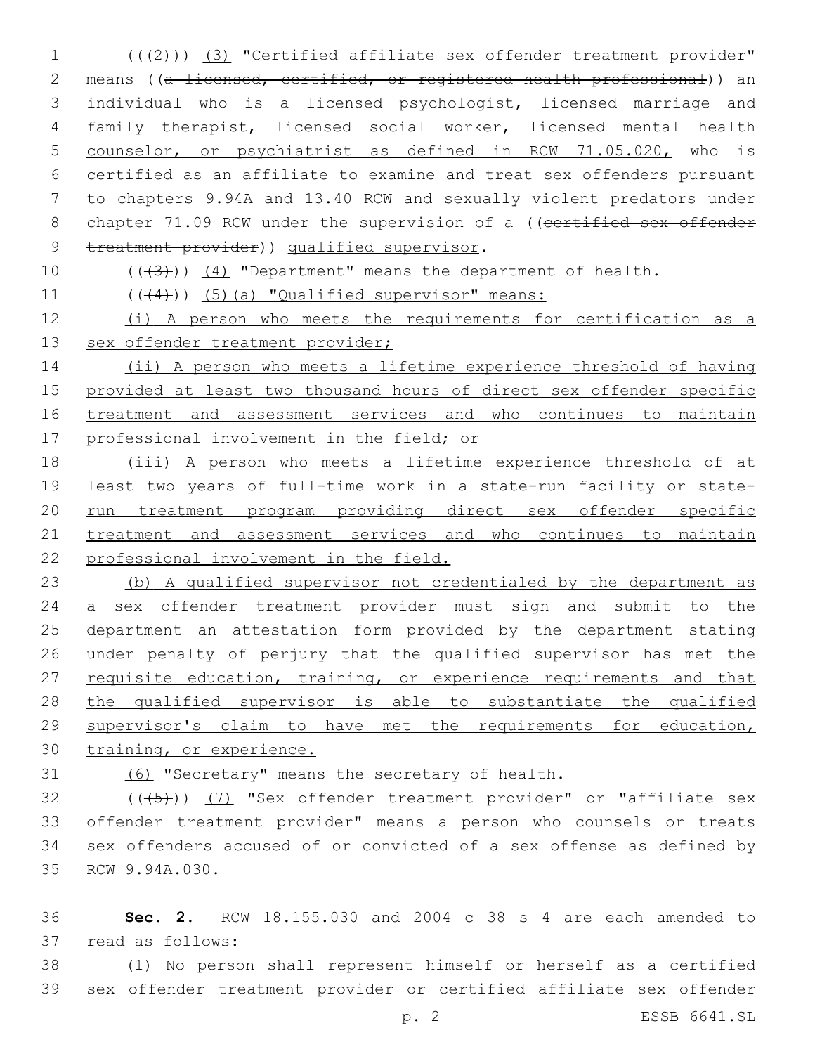(((2))) <u>(3)</u> "Certified affiliate sex offender treatment provider" means ((~~a licensed, certified, or registered health professional~~)) <u>an individual who is a licensed psychologist, licensed marriage and family therapist, licensed social worker, licensed mental health counselor, or psychiatrist as defined in RCW 71.05.020,</u> who is certified as an affiliate to examine and treat sex offenders pursuant to chapters 9.94A and 13.40 RCW and sexually violent predators under chapter 71.09 RCW under the supervision of a ((~~certified sex offender treatment provider~~)) <u>qualified supervisor</u>.

(((3))) <u>(4)</u> "Department" means the department of health.

(((4))) <u>(5)(a) "Qualified supervisor" means:</u>

<u>(i) A person who meets the requirements for certification as a sex offender treatment provider;</u>

<u>(ii) A person who meets a lifetime experience threshold of having provided at least two thousand hours of direct sex offender specific treatment and assessment services and who continues to maintain professional involvement in the field; or</u>

<u>(iii) A person who meets a lifetime experience threshold of at least two years of full-time work in a state-run facility or state-run treatment program providing direct sex offender specific treatment and assessment services and who continues to maintain professional involvement in the field.</u>

<u>(b) A qualified supervisor not credentialed by the department as a sex offender treatment provider must sign and submit to the department an attestation form provided by the department stating under penalty of perjury that the qualified supervisor has met the requisite education, training, or experience requirements and that the qualified supervisor is able to substantiate the qualified supervisor's claim to have met the requirements for education, training, or experience.</u>

<u>(6)</u> "Secretary" means the secretary of health.

(((5))) <u>(7)</u> "Sex offender treatment provider" or "affiliate sex offender treatment provider" means a person who counsels or treats sex offenders accused of or convicted of a sex offense as defined by RCW 9.94A.030.

**Sec. 2.** RCW 18.155.030 and 2004 c 38 s 4 are each amended to read as follows:

(1) No person shall represent himself or herself as a certified sex offender treatment provider or certified affiliate sex offender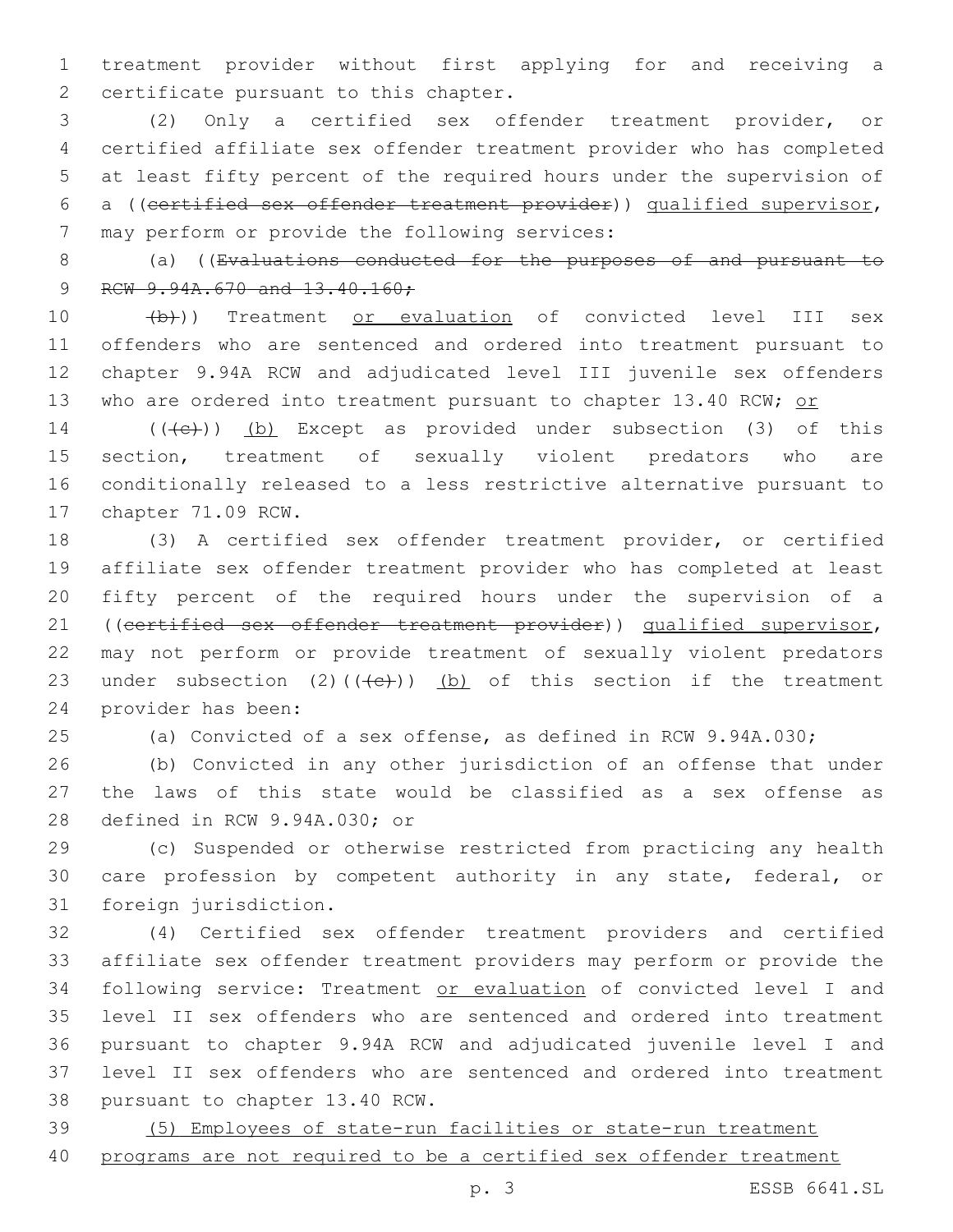treatment provider without first applying for and receiving a certificate pursuant to this chapter.

(2) Only a certified sex offender treatment provider, or certified affiliate sex offender treatment provider who has completed at least fifty percent of the required hours under the supervision of a ((~~certified sex offender treatment provider~~)) qualified supervisor, may perform or provide the following services:

(a) ((~~Evaluations conducted for the purposes of and pursuant to RCW 9.94A.670 and 13.40.160;~~

~~(b)~~)) Treatment or evaluation of convicted level III sex offenders who are sentenced and ordered into treatment pursuant to chapter 9.94A RCW and adjudicated level III juvenile sex offenders who are ordered into treatment pursuant to chapter 13.40 RCW; or

((~~(c)~~)) (b) Except as provided under subsection (3) of this section, treatment of sexually violent predators who are conditionally released to a less restrictive alternative pursuant to chapter 71.09 RCW.

(3) A certified sex offender treatment provider, or certified affiliate sex offender treatment provider who has completed at least fifty percent of the required hours under the supervision of a ((~~certified sex offender treatment provider~~)) qualified supervisor, may not perform or provide treatment of sexually violent predators under subsection (2)((~~(c)~~)) (b) of this section if the treatment provider has been:

(a) Convicted of a sex offense, as defined in RCW 9.94A.030;

(b) Convicted in any other jurisdiction of an offense that under the laws of this state would be classified as a sex offense as defined in RCW 9.94A.030; or

(c) Suspended or otherwise restricted from practicing any health care profession by competent authority in any state, federal, or foreign jurisdiction.

(4) Certified sex offender treatment providers and certified affiliate sex offender treatment providers may perform or provide the following service: Treatment or evaluation of convicted level I and level II sex offenders who are sentenced and ordered into treatment pursuant to chapter 9.94A RCW and adjudicated juvenile level I and level II sex offenders who are sentenced and ordered into treatment pursuant to chapter 13.40 RCW.

(5) Employees of state-run facilities or state-run treatment programs are not required to be a certified sex offender treatment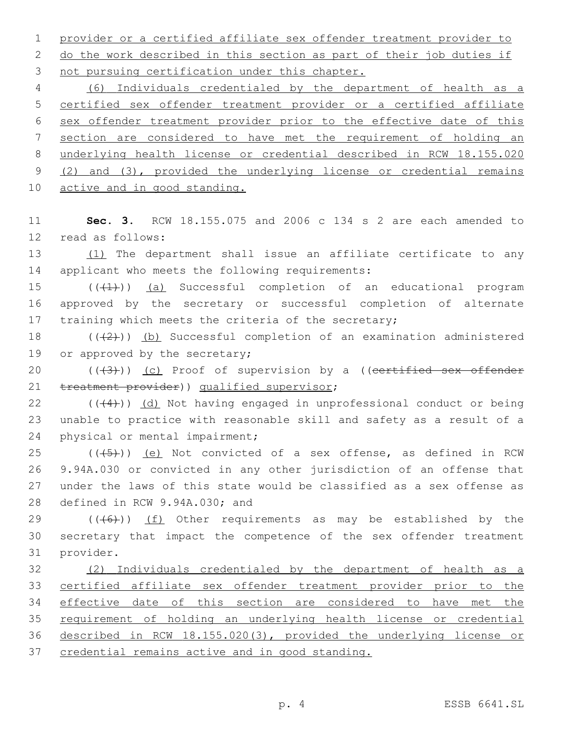provider or a certified affiliate sex offender treatment provider to do the work described in this section as part of their job duties if not pursuing certification under this chapter.

(6) Individuals credentialed by the department of health as a certified sex offender treatment provider or a certified affiliate sex offender treatment provider prior to the effective date of this section are considered to have met the requirement of holding an underlying health license or credential described in RCW 18.155.020 (2) and (3), provided the underlying license or credential remains active and in good standing.

**Sec. 3.** RCW 18.155.075 and 2006 c 134 s 2 are each amended to read as follows:

(1) The department shall issue an affiliate certificate to any applicant who meets the following requirements:

(((1))) (a) Successful completion of an educational program approved by the secretary or successful completion of alternate training which meets the criteria of the secretary;

(((2))) (b) Successful completion of an examination administered or approved by the secretary;

(((3))) (c) Proof of supervision by a ((certified sex offender treatment provider)) qualified supervisor;

(((4))) (d) Not having engaged in unprofessional conduct or being unable to practice with reasonable skill and safety as a result of a physical or mental impairment;

(((5))) (e) Not convicted of a sex offense, as defined in RCW 9.94A.030 or convicted in any other jurisdiction of an offense that under the laws of this state would be classified as a sex offense as defined in RCW 9.94A.030; and

(((6))) (f) Other requirements as may be established by the secretary that impact the competence of the sex offender treatment provider.

(2) Individuals credentialed by the department of health as a certified affiliate sex offender treatment provider prior to the effective date of this section are considered to have met the requirement of holding an underlying health license or credential described in RCW 18.155.020(3), provided the underlying license or credential remains active and in good standing.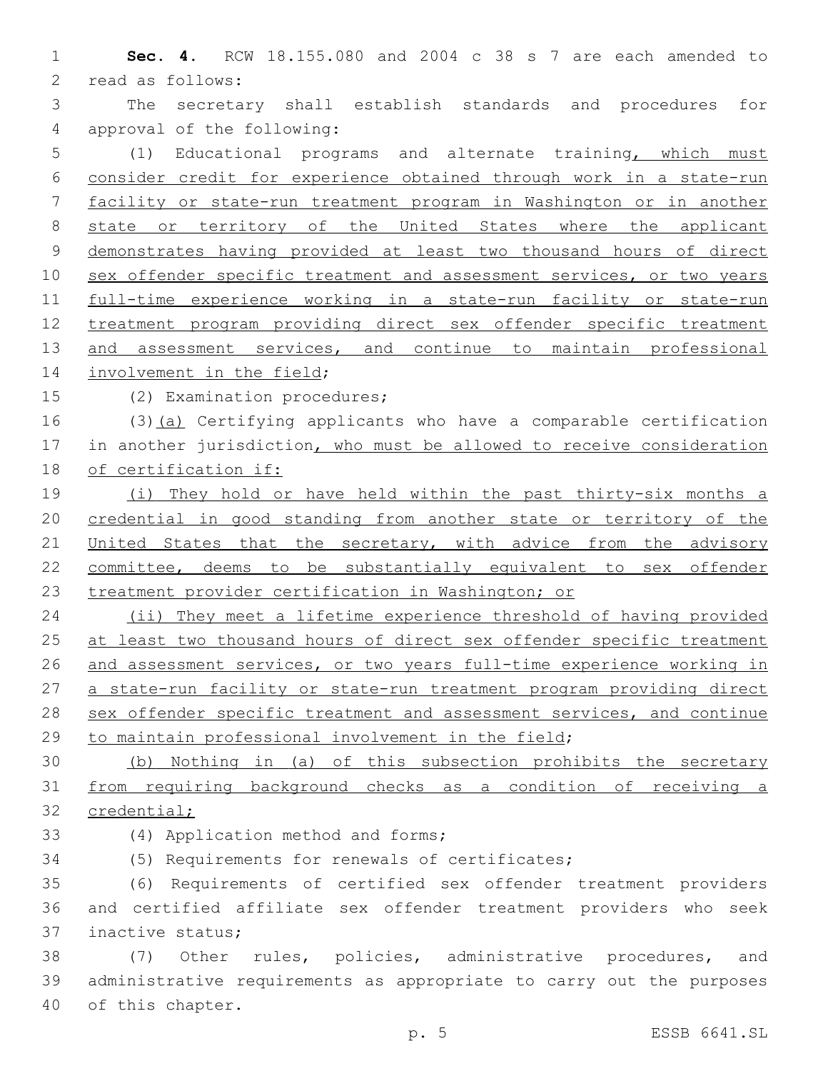**Sec. 4.** RCW 18.155.080 and 2004 c 38 s 7 are each amended to read as follows:

The secretary shall establish standards and procedures for approval of the following:

(1) Educational programs and alternate training, which must consider credit for experience obtained through work in a state-run facility or state-run treatment program in Washington or in another state or territory of the United States where the applicant demonstrates having provided at least two thousand hours of direct sex offender specific treatment and assessment services, or two years full-time experience working in a state-run facility or state-run treatment program providing direct sex offender specific treatment and assessment services, and continue to maintain professional involvement in the field;

(2) Examination procedures;

(3)(a) Certifying applicants who have a comparable certification in another jurisdiction, who must be allowed to receive consideration of certification if:

(i) They hold or have held within the past thirty-six months a credential in good standing from another state or territory of the United States that the secretary, with advice from the advisory committee, deems to be substantially equivalent to sex offender treatment provider certification in Washington; or

(ii) They meet a lifetime experience threshold of having provided at least two thousand hours of direct sex offender specific treatment and assessment services, or two years full-time experience working in a state-run facility or state-run treatment program providing direct sex offender specific treatment and assessment services, and continue to maintain professional involvement in the field;

(b) Nothing in (a) of this subsection prohibits the secretary from requiring background checks as a condition of receiving a credential;

(4) Application method and forms;

(5) Requirements for renewals of certificates;

(6) Requirements of certified sex offender treatment providers and certified affiliate sex offender treatment providers who seek inactive status;

(7) Other rules, policies, administrative procedures, and administrative requirements as appropriate to carry out the purposes of this chapter.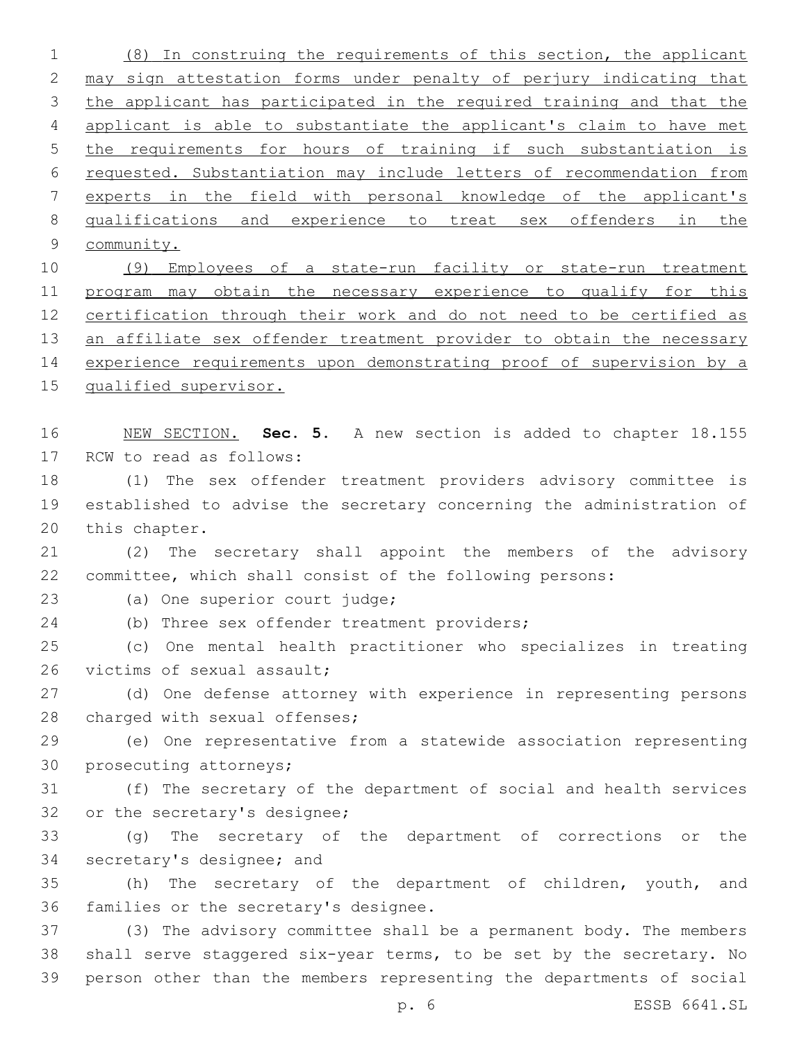(8) In construing the requirements of this section, the applicant may sign attestation forms under penalty of perjury indicating that the applicant has participated in the required training and that the applicant is able to substantiate the applicant's claim to have met the requirements for hours of training if such substantiation is requested. Substantiation may include letters of recommendation from experts in the field with personal knowledge of the applicant's qualifications and experience to treat sex offenders in the community.

(9) Employees of a state-run facility or state-run treatment program may obtain the necessary experience to qualify for this certification through their work and do not need to be certified as an affiliate sex offender treatment provider to obtain the necessary experience requirements upon demonstrating proof of supervision by a qualified supervisor.

NEW SECTION. **Sec. 5.** A new section is added to chapter 18.155 RCW to read as follows:

(1) The sex offender treatment providers advisory committee is established to advise the secretary concerning the administration of this chapter.

(2) The secretary shall appoint the members of the advisory committee, which shall consist of the following persons:

(a) One superior court judge;

(b) Three sex offender treatment providers;

(c) One mental health practitioner who specializes in treating victims of sexual assault;

(d) One defense attorney with experience in representing persons charged with sexual offenses;

(e) One representative from a statewide association representing prosecuting attorneys;

(f) The secretary of the department of social and health services or the secretary's designee;

(g) The secretary of the department of corrections or the secretary's designee; and

(h) The secretary of the department of children, youth, and families or the secretary's designee.

(3) The advisory committee shall be a permanent body. The members shall serve staggered six-year terms, to be set by the secretary. No person other than the members representing the departments of social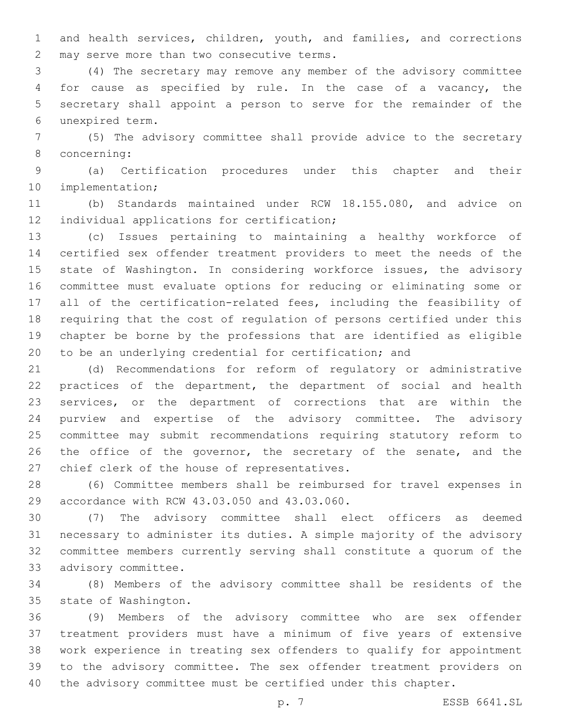and health services, children, youth, and families, and corrections may serve more than two consecutive terms.

(4) The secretary may remove any member of the advisory committee for cause as specified by rule. In the case of a vacancy, the secretary shall appoint a person to serve for the remainder of the unexpired term.

(5) The advisory committee shall provide advice to the secretary concerning:

(a) Certification procedures under this chapter and their implementation;

(b) Standards maintained under RCW 18.155.080, and advice on individual applications for certification;

(c) Issues pertaining to maintaining a healthy workforce of certified sex offender treatment providers to meet the needs of the state of Washington. In considering workforce issues, the advisory committee must evaluate options for reducing or eliminating some or all of the certification-related fees, including the feasibility of requiring that the cost of regulation of persons certified under this chapter be borne by the professions that are identified as eligible to be an underlying credential for certification; and

(d) Recommendations for reform of regulatory or administrative practices of the department, the department of social and health services, or the department of corrections that are within the purview and expertise of the advisory committee. The advisory committee may submit recommendations requiring statutory reform to the office of the governor, the secretary of the senate, and the chief clerk of the house of representatives.

(6) Committee members shall be reimbursed for travel expenses in accordance with RCW 43.03.050 and 43.03.060.

(7) The advisory committee shall elect officers as deemed necessary to administer its duties. A simple majority of the advisory committee members currently serving shall constitute a quorum of the advisory committee.

(8) Members of the advisory committee shall be residents of the state of Washington.

(9) Members of the advisory committee who are sex offender treatment providers must have a minimum of five years of extensive work experience in treating sex offenders to qualify for appointment to the advisory committee. The sex offender treatment providers on the advisory committee must be certified under this chapter.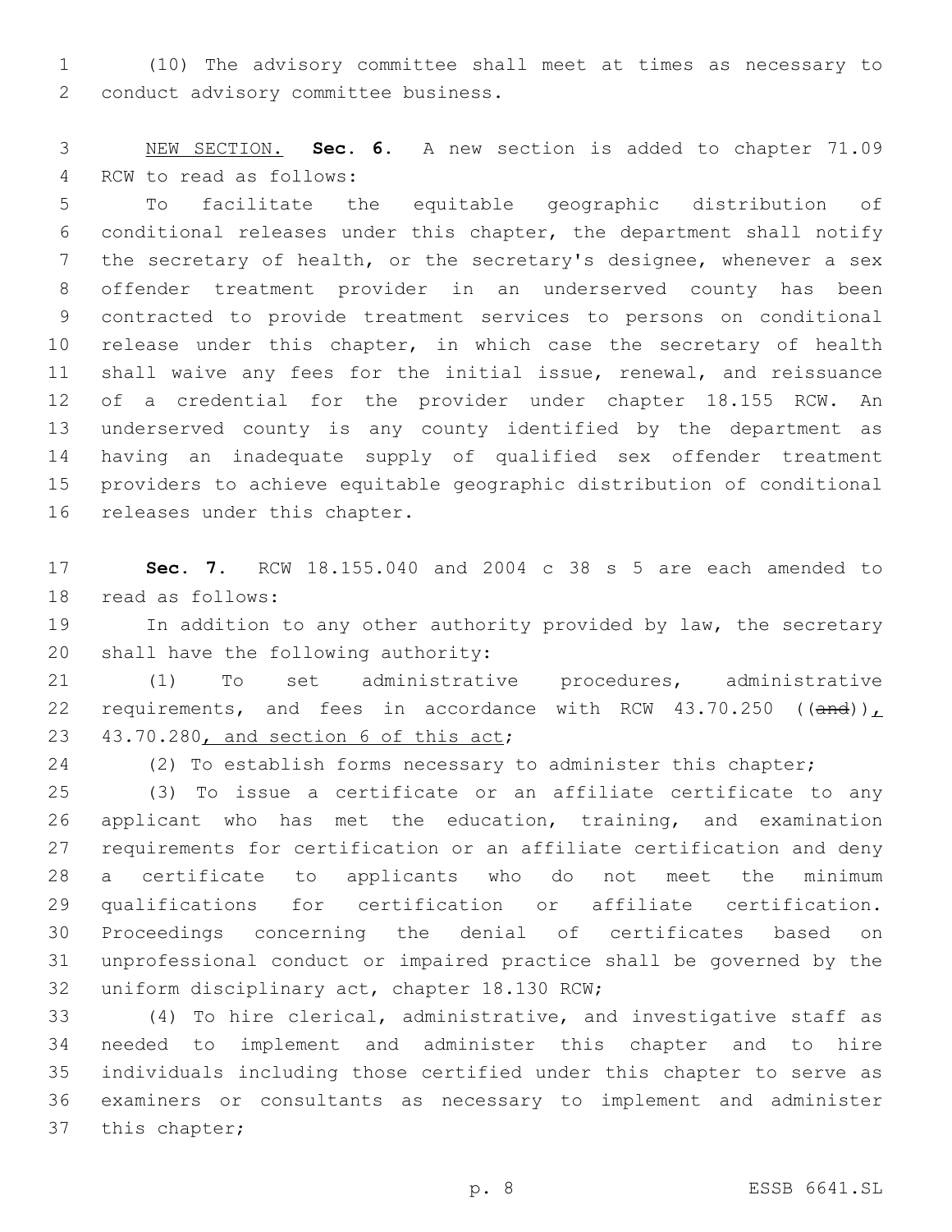(10) The advisory committee shall meet at times as necessary to conduct advisory committee business.

NEW SECTION. **Sec. 6.** A new section is added to chapter 71.09 RCW to read as follows:

To facilitate the equitable geographic distribution of conditional releases under this chapter, the department shall notify the secretary of health, or the secretary's designee, whenever a sex offender treatment provider in an underserved county has been contracted to provide treatment services to persons on conditional release under this chapter, in which case the secretary of health shall waive any fees for the initial issue, renewal, and reissuance of a credential for the provider under chapter 18.155 RCW. An underserved county is any county identified by the department as having an inadequate supply of qualified sex offender treatment providers to achieve equitable geographic distribution of conditional releases under this chapter.

**Sec. 7.** RCW 18.155.040 and 2004 c 38 s 5 are each amended to read as follows:

In addition to any other authority provided by law, the secretary shall have the following authority:

(1) To set administrative procedures, administrative requirements, and fees in accordance with RCW 43.70.250 ((~~and~~)), 43.70.280, and section 6 of this act;

(2) To establish forms necessary to administer this chapter;

(3) To issue a certificate or an affiliate certificate to any applicant who has met the education, training, and examination requirements for certification or an affiliate certification and deny a certificate to applicants who do not meet the minimum qualifications for certification or affiliate certification. Proceedings concerning the denial of certificates based on unprofessional conduct or impaired practice shall be governed by the uniform disciplinary act, chapter 18.130 RCW;

(4) To hire clerical, administrative, and investigative staff as needed to implement and administer this chapter and to hire individuals including those certified under this chapter to serve as examiners or consultants as necessary to implement and administer this chapter;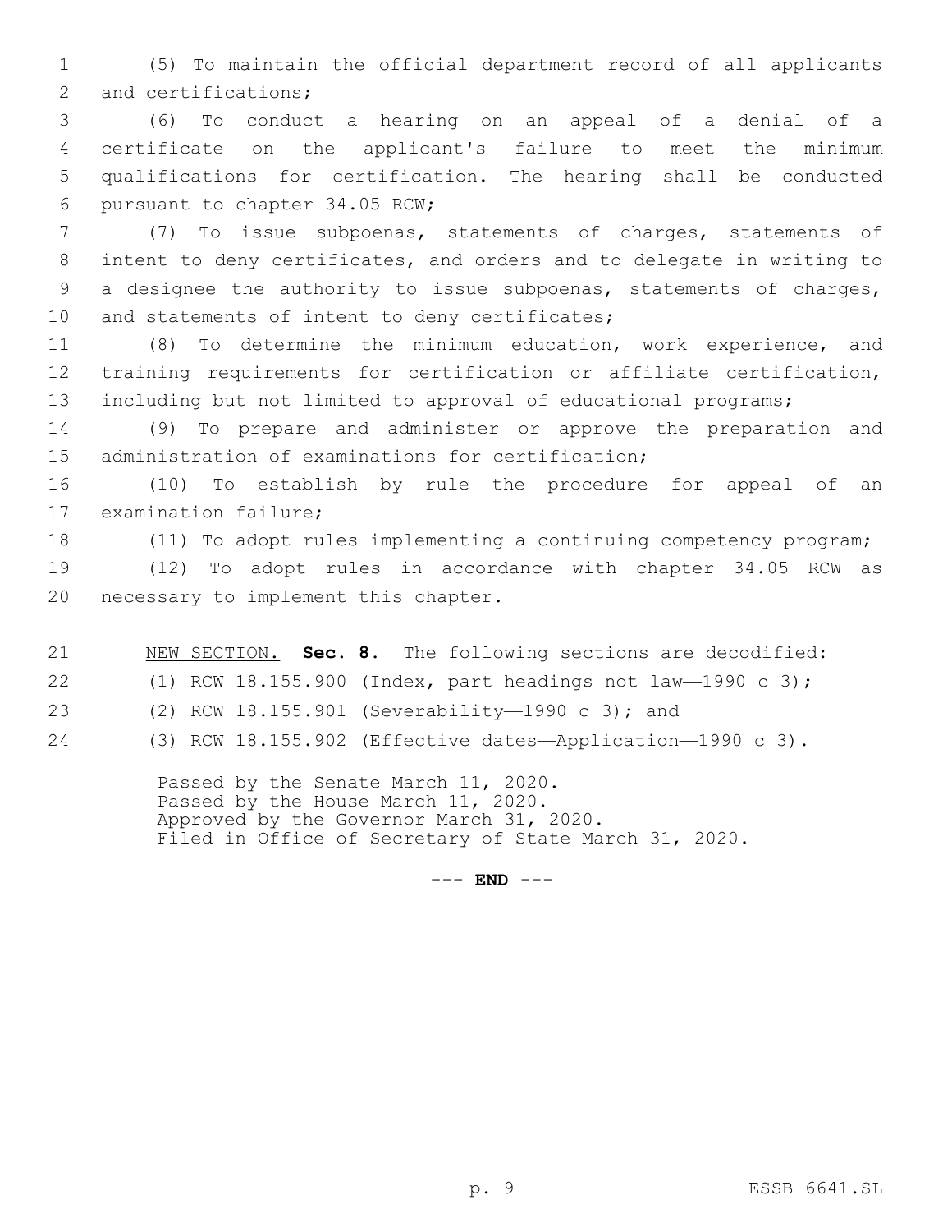(5) To maintain the official department record of all applicants and certifications;

(6) To conduct a hearing on an appeal of a denial of a certificate on the applicant's failure to meet the minimum qualifications for certification. The hearing shall be conducted pursuant to chapter 34.05 RCW;

(7) To issue subpoenas, statements of charges, statements of intent to deny certificates, and orders and to delegate in writing to a designee the authority to issue subpoenas, statements of charges, and statements of intent to deny certificates;

(8) To determine the minimum education, work experience, and training requirements for certification or affiliate certification, including but not limited to approval of educational programs;

(9) To prepare and administer or approve the preparation and administration of examinations for certification;

(10) To establish by rule the procedure for appeal of an examination failure;

(11) To adopt rules implementing a continuing competency program;

(12) To adopt rules in accordance with chapter 34.05 RCW as necessary to implement this chapter.

NEW SECTION. **Sec. 8.** The following sections are decodified:

(1) RCW 18.155.900 (Index, part headings not law—1990 c 3);

(2) RCW 18.155.901 (Severability—1990 c 3); and

(3) RCW 18.155.902 (Effective dates—Application—1990 c 3).

Passed by the Senate March 11, 2020.
Passed by the House March 11, 2020.
Approved by the Governor March 31, 2020.
Filed in Office of Secretary of State March 31, 2020.

**--- END ---**